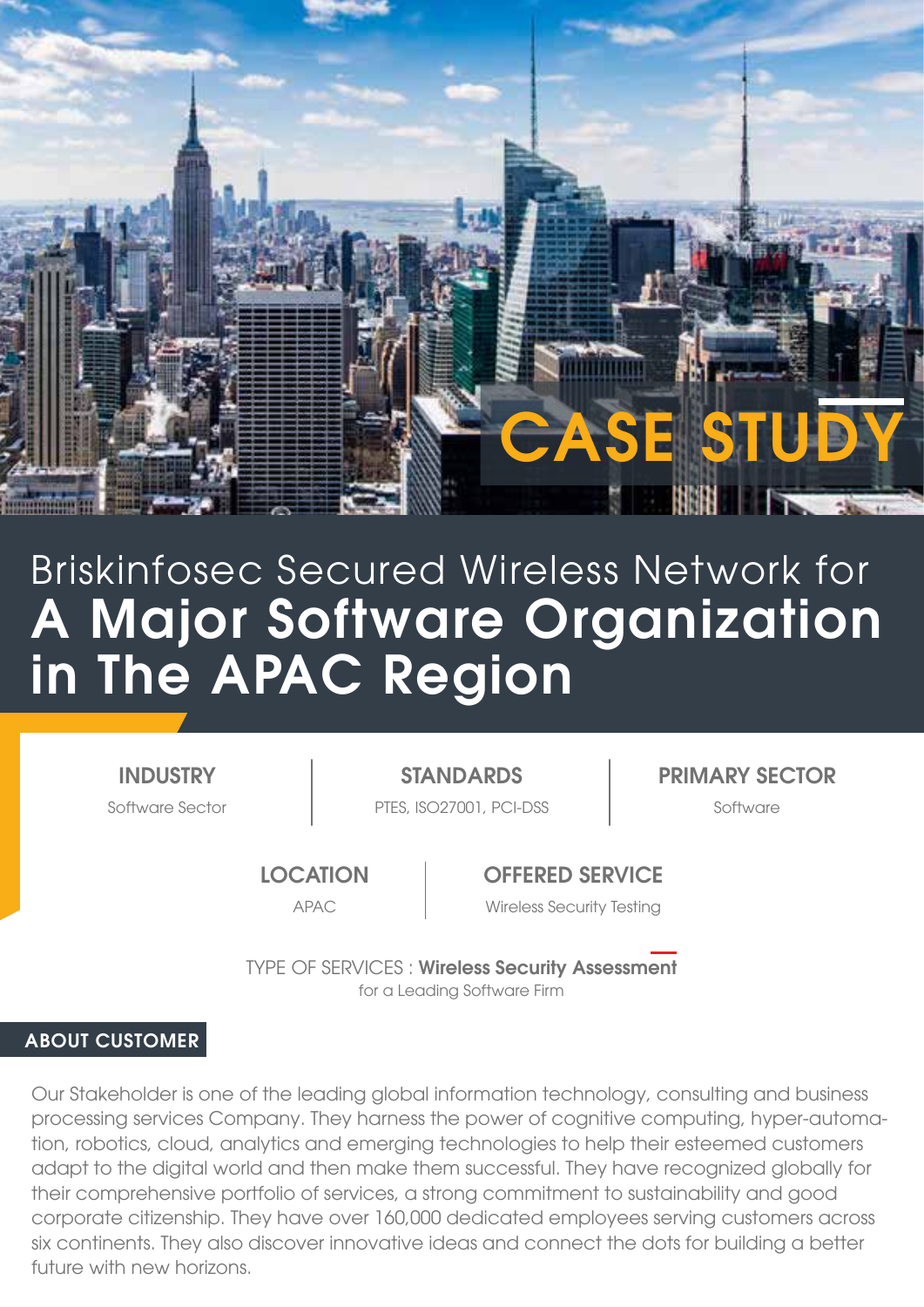# CASE STUDY

# Briskinfosec Secured Wireless Network for **A Major Software Organization in The APAC Region**

**INDUSTRY**
Software Sector

**STANDARDS**
PTES, ISO27001, PCI-DSS

**PRIMARY SECTOR**
Software

**LOCATION**
APAC

**OFFERED SERVICE**
Wireless Security Testing

TYPE OF SERVICES : **Wireless Security Assessment**
for a Leading Software Firm

## ABOUT CUSTOMER

Our Stakeholder is one of the leading global information technology, consulting and business processing services Company. They harness the power of cognitive computing, hyper-automation, robotics, cloud, analytics and emerging technologies to help their esteemed customers adapt to the digital world and then make them successful. They have recognized globally for their comprehensive portfolio of services, a strong commitment to sustainability and good corporate citizenship. They have over 160,000 dedicated employees serving customers across six continents. They also discover innovative ideas and connect the dots for building a better future with new horizons.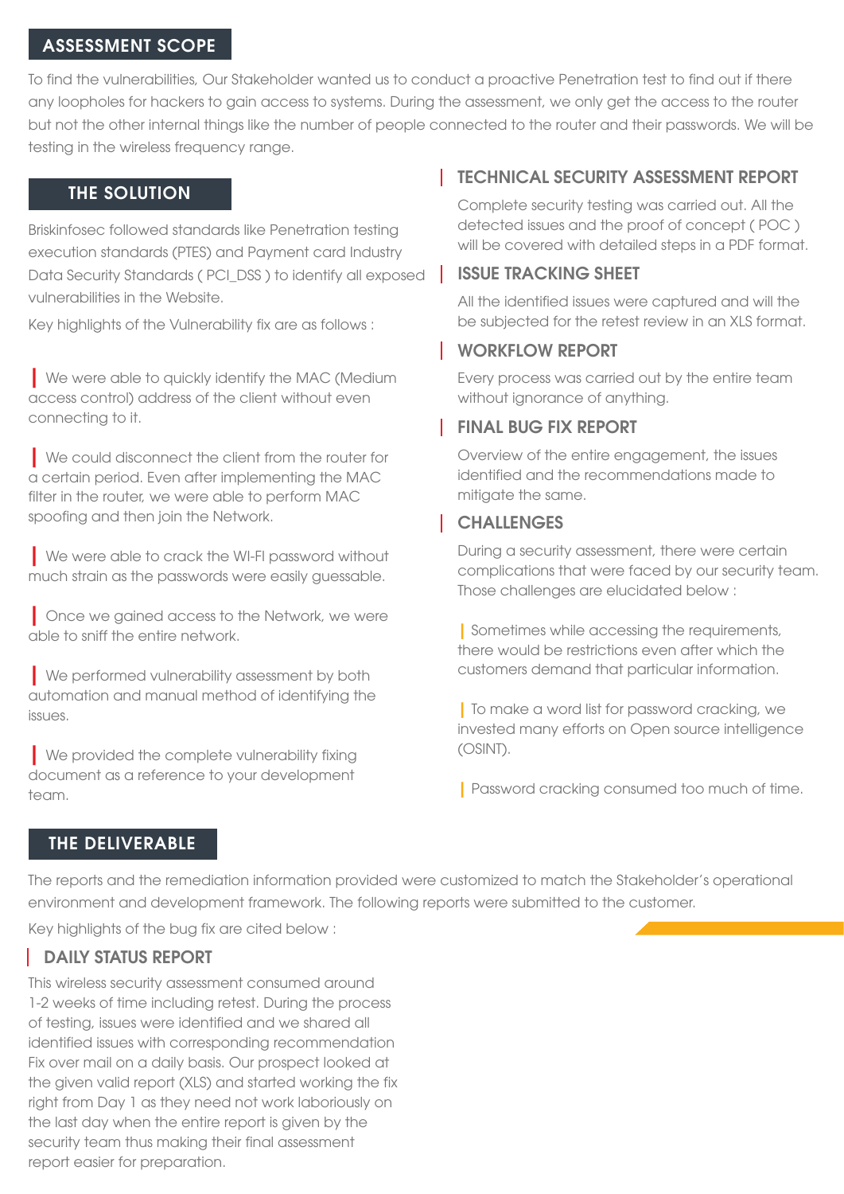## ASSESSMENT SCOPE

To find the vulnerabilities, Our Stakeholder wanted us to conduct a proactive Penetration test to find out if there any loopholes for hackers to gain access to systems. During the assessment, we only get the access to the router but not the other internal things like the number of people connected to the router and their passwords. We will be testing in the wireless frequency range.

## THE SOLUTION

Briskinfosec followed standards like Penetration testing execution standards (PTES) and Payment card Industry Data Security Standards ( PCI_DSS ) to identify all exposed vulnerabilities in the Website.

Key highlights of the Vulnerability fix are as follows :

- We were able to quickly identify the MAC (Medium access control) address of the client without even connecting to it.
- We could disconnect the client from the router for a certain period. Even after implementing the MAC filter in the router, we were able to perform MAC spoofing and then join the Network.
- We were able to crack the WI-FI password without much strain as the passwords were easily guessable.
- Once we gained access to the Network, we were able to sniff the entire network.
- We performed vulnerability assessment by both automation and manual method of identifying the issues.
- We provided the complete vulnerability fixing document as a reference to your development team.

## THE DELIVERABLE

The reports and the remediation information provided were customized to match the Stakeholder's operational environment and development framework. The following reports were submitted to the customer.

Key highlights of the bug fix are cited below :

### DAILY STATUS REPORT

This wireless security assessment consumed around 1-2 weeks of time including retest. During the process of testing, issues were identified and we shared all identified issues with corresponding recommendation Fix over mail on a daily basis. Our prospect looked at the given valid report (XLS) and started working the fix right from Day 1 as they need not work laboriously on the last day when the entire report is given by the security team thus making their final assessment report easier for preparation.

### TECHNICAL SECURITY ASSESSMENT REPORT

Complete security testing was carried out. All the detected issues and the proof of concept ( POC ) will be covered with detailed steps in a PDF format.

### ISSUE TRACKING SHEET

All the identified issues were captured and will the be subjected for the retest review in an XLS format.

### WORKFLOW REPORT

Every process was carried out by the entire team without ignorance of anything.

### FINAL BUG FIX REPORT

Overview of the entire engagement, the issues identified and the recommendations made to mitigate the same.

### CHALLENGES

During a security assessment, there were certain complications that were faced by our security team. Those challenges are elucidated below :

- Sometimes while accessing the requirements, there would be restrictions even after which the customers demand that particular information.
- To make a word list for password cracking, we invested many efforts on Open source intelligence (OSINT).
- Password cracking consumed too much of time.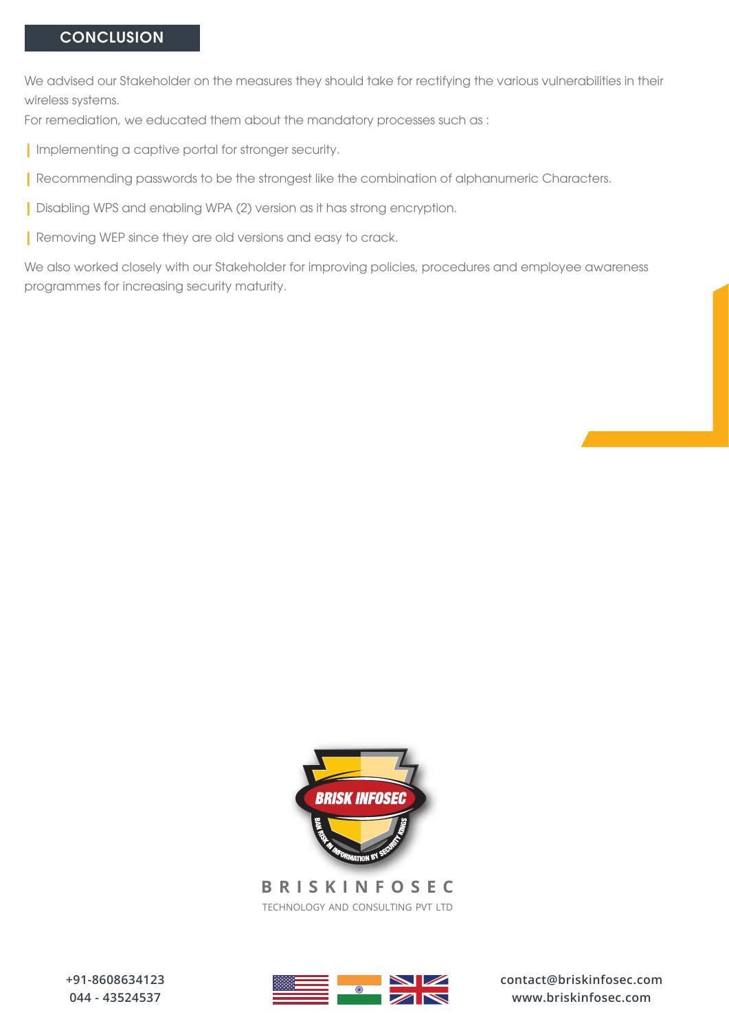## CONCLUSION

We advised our Stakeholder on the measures they should take for rectifying the various vulnerabilities in their wireless systems.
For remediation, we educated them about the mandatory processes such as :

- Implementing a captive portal for stronger security.
- Recommending passwords to be the strongest like the combination of alphanumeric Characters.
- Disabling WPS and enabling WPA (2) version as it has strong encryption.
- Removing WEP since they are old versions and easy to crack.

We also worked closely with our Stakeholder for improving policies, procedures and employee awareness programmes for increasing security maturity.

BRISK INFOSEC

BAN RISK IN INFORMATION BY SECURITY KINGS

BRISKINFOSEC
TECHNOLOGY AND CONSULTING PVT LTD

+91-8608634123
044 - 43524537

contact@briskinfosec.com
www.briskinfosec.com